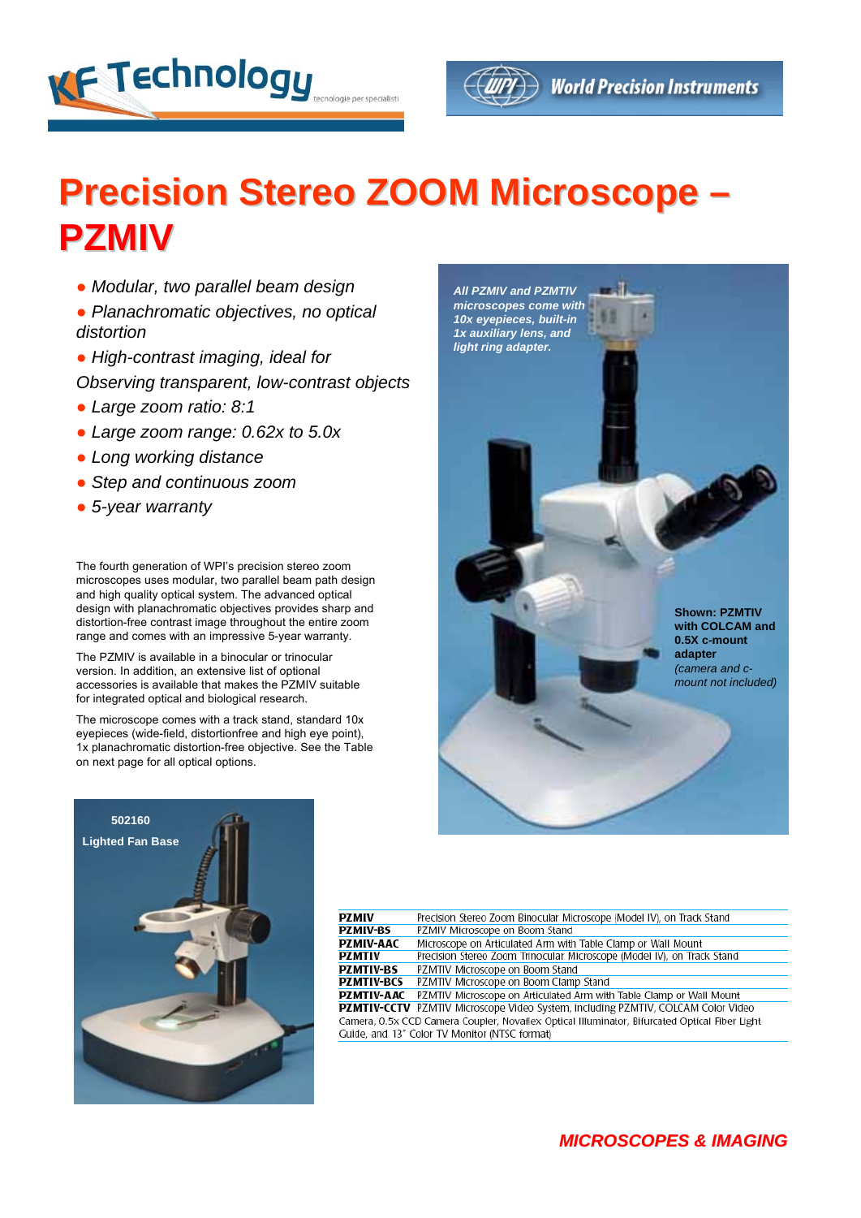# Precision Stereo ZOOM Microscope – PZMIV

- *Modular, two parallel beam design*
- *Planachromatic objectives, no optical distortion*
- *High-contrast imaging, ideal for Observing transparent, low-contrast objects*
- *Large zoom ratio: 8:1*
- *Large zoom range: 0.62x to 5.0x*
- *Long working distance*
- *Step and continuous zoom*
- *5-year warranty*

The fourth generation of WPI's precision stereo zoom microscopes uses modular, two parallel beam path design and high quality optical system. The advanced optical design with planachromatic objectives provides sharp and distortion-free contrast image throughout the entire zoom range and comes with an impressive 5-year warranty.

The PZMIV is available in a binocular or trinocular version. In addition, an extensive list of optional accessories is available that makes the PZMIV suitable for integrated optical and biological research.

The microscope comes with a track stand, standard 10x eyepieces (wide-field, distortionfree and high eye point), 1x planachromatic distortion-free objective. See the Table on next page for all optical options.

***All PZMIV and PZMTIV microscopes come with 10x eyepieces, built-in 1x auxiliary lens, and light ring adapter.***

**Shown: PZMTIV with COLCAM and 0.5X c-mount adapter**
*(camera and c-mount not included)*

**502160**
**Lighted Fan Base**

| | |
|---|---|
| **PZMIV** | Precision Stereo Zoom Binocular Microscope (Model IV), on Track Stand |
| **PZMIV-BS** | PZMIV Microscope on Boom Stand |
| **PZMIV-AAC** | Microscope on Articulated Arm with Table Clamp or Wall Mount |
| **PZMTIV** | Precision Stereo Zoom Trinocular Microscope (Model IV), on Track Stand |
| **PZMTIV-BS** | PZMTIV Microscope on Boom Stand |
| **PZMTIV-BCS** | PZMTIV Microscope on Boom Clamp Stand |
| **PZMTIV-AAC** | PZMTIV Microscope on Articulated Arm with Table Clamp or Wall Mount |
| **PZMTIV-CCTV** | PZMTIV Microscope Video System, including PZMTIV, COLCAM Color Video Camera, 0.5x CCD Camera Coupler, Novaflex Optical Illuminator, Bifurcated Optical Fiber Light Guide, and 13" Color TV Monitor (NTSC format) |

***MICROSCOPES & IMAGING***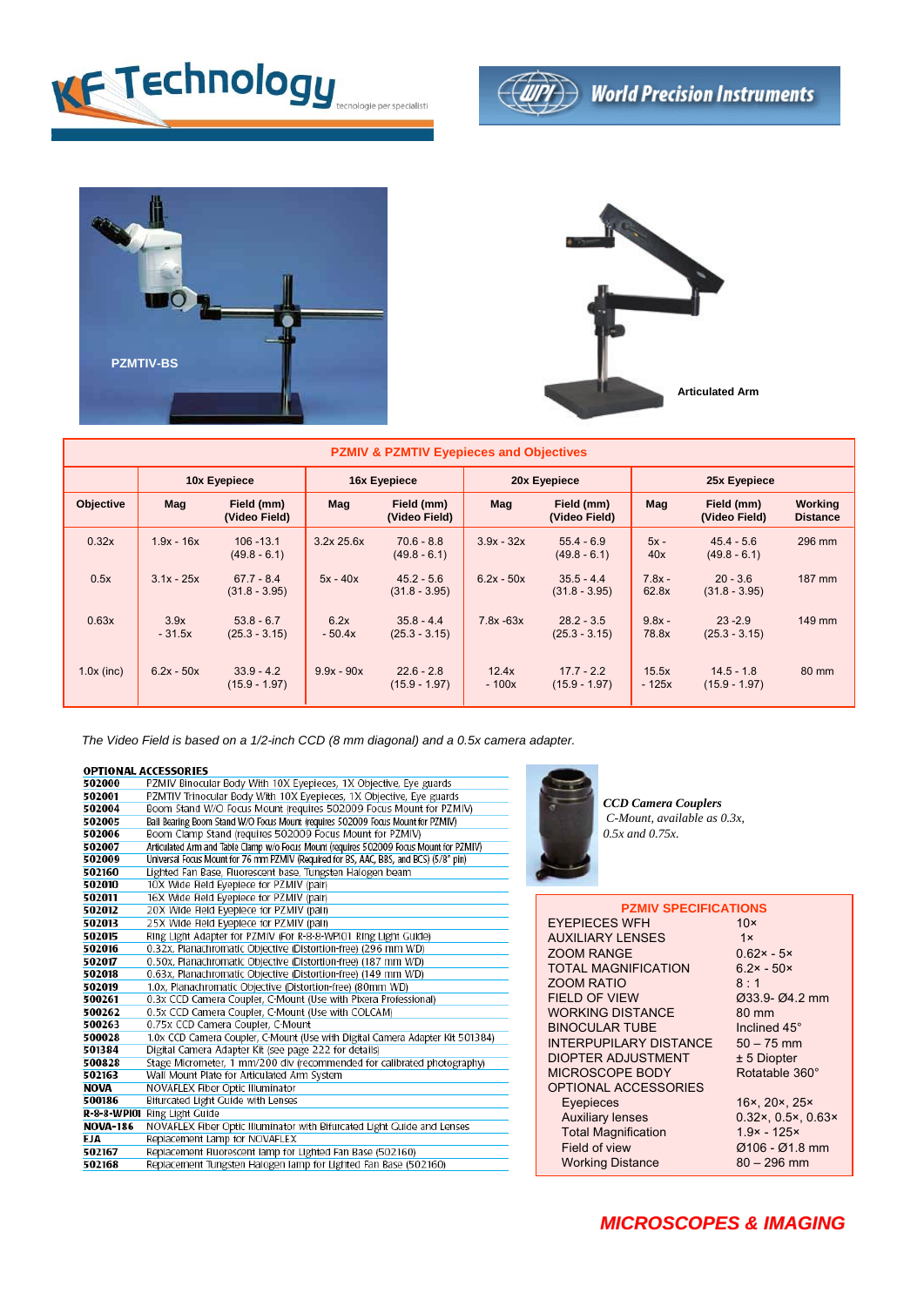PZMTIV-BS

Articulated Arm

| PZMIV & PZMTIV Eyepieces and Objectives | | | | | | | | | |
|---|---|---|---|---|---|---|---|---|---|
| | 10x Eyepiece | | 16x Eyepiece | | 20x Eyepiece | | 25x Eyepiece | | |
| Objective | Mag | Field (mm) (Video Field) | Mag | Field (mm) (Video Field) | Mag | Field (mm) (Video Field) | Mag | Field (mm) (Video Field) | Working Distance |
| 0.32x | 1.9x - 16x | 106 -13.1 (49.8 - 6.1) | 3.2x 25.6x | 70.6 - 8.8 (49.8 - 6.1) | 3.9x - 32x | 55.4 - 6.9 (49.8 - 6.1) | 5x - 40x | 45.4 - 5.6 (49.8 - 6.1) | 296 mm |
| 0.5x | 3.1x - 25x | 67.7 - 8.4 (31.8 - 3.95) | 5x - 40x | 45.2 - 5.6 (31.8 - 3.95) | 6.2x - 50x | 35.5 - 4.4 (31.8 - 3.95) | 7.8x - 62.8x | 20 - 3.6 (31.8 - 3.95) | 187 mm |
| 0.63x | 3.9x - 31.5x | 53.8 - 6.7 (25.3 - 3.15) | 6.2x - 50.4x | 35.8 - 4.4 (25.3 - 3.15) | 7.8x -63x | 28.2 - 3.5 (25.3 - 3.15) | 9.8x - 78.8x | 23 -2.9 (25.3 - 3.15) | 149 mm |
| 1.0x (inc) | 6.2x - 50x | 33.9 - 4.2 (15.9 - 1.97) | 9.9x - 90x | 22.6 - 2.8 (15.9 - 1.97) | 12.4x - 100x | 17.7 - 2.2 (15.9 - 1.97) | 15.5x - 125x | 14.5 - 1.8 (15.9 - 1.97) | 80 mm |

*The Video Field is based on a 1/2-inch CCD (8 mm diagonal) and a 0.5x camera adapter.*

**OPTIONAL ACCESSORIES**

| | |
|---|---|
| **502000** | PZMIV Binocular Body With 10X Eyepieces, 1X Objective, Eye guards |
| **502001** | PZMTIV Trinocular Body With 10X Eyepieces, 1X Objective, Eye guards |
| **502004** | Boom Stand W/O Focus Mount (requires 502009 Focus Mount for PZMIV) |
| **502005** | Ball Bearing Boom Stand W/O Focus Mount (requires 502009 Focus Mount for PZMIV) |
| **502006** | Boom Clamp Stand (requires 502009 Focus Mount for PZMIV) |
| **502007** | Articulated Arm and Table Clamp w/o Focus Mount (requires 502009 Focus Mount for PZMIV) |
| **502009** | Universal Focus Mount for 76 mm PZMIV (Required for BS, AAC, BBS, and BCS) (5/8" pin) |
| **502160** | Lighted Fan Base, Fluorescent base, Tungsten Halogen beam |
| **502010** | 10X Wide Field Eyepiece for PZMIV (pair) |
| **502011** | 16X Wide Field Eyepiece for PZMIV (pair) |
| **502012** | 20X Wide Field Eyepiece for PZMIV (pair) |
| **502013** | 25X Wide Field Eyepiece for PZMIV (pair) |
| **502015** | Ring Light Adapter for PZMIV (For R-8-8-WPI01 Ring Light Guide) |
| **502016** | 0.32x, Planachromatic Objective (Distortion-free) (296 mm WD) |
| **502017** | 0.50x, Planachromatic Objective (Distortion-free) (187 mm WD) |
| **502018** | 0.63x, Planachromatic Objective (Distortion-free) (149 mm WD) |
| **502019** | 1.0x, Planachromatic Objective (Distortion-free) (80mm WD) |
| **500261** | 0.3x CCD Camera Coupler, C-Mount (Use with Pixera Professional) |
| **500262** | 0.5x CCD Camera Coupler, C-Mount (Use with COLCAM) |
| **500263** | 0.75x CCD Camera Coupler, C-Mount |
| **500028** | 1.0x CCD Camera Coupler, C-Mount (Use with Digital Camera Adapter Kit 501384) |
| **501384** | Digital Camera Adapter Kit (see page 222 for details) |
| **500828** | Stage Micrometer, 1 mm/200 div (recommended for calibrated photography) |
| **502163** | Wall Mount Plate for Articulated Arm System |
| **NOVA** | NOVAFLEX Fiber Optic Illuminator |
| **500186** | Bifurcated Light Guide with Lenses |
| **R-8-8-WPI01** | Ring Light Guide |
| **NOVA-186** | NOVAFLEX Fiber Optic Illuminator with Bifurcated Light Guide and Lenses |
| **EJA** | Replacement Lamp for NOVAFLEX |
| **502167** | Replacement Fluorescent lamp for Lighted Fan Base (502160) |
| **502168** | Replacement Tungsten Halogen lamp for Lighted Fan Base (502160) |

***CCD Camera Couplers***
*C-Mount, available as 0.3x, 0.5x and 0.75x.*

**PZMIV SPECIFICATIONS**

| | |
|---|---|
| EYEPIECES WFH | 10× |
| AUXILIARY LENSES | 1× |
| ZOOM RANGE | 0.62× - 5× |
| TOTAL MAGNIFICATION | 6.2× - 50× |
| ZOOM RATIO | 8 : 1 |
| FIELD OF VIEW | Ø33.9- Ø4.2 mm |
| WORKING DISTANCE | 80 mm |
| BINOCULAR TUBE | Inclined 45° |
| INTERPUPILARY DISTANCE | 50 – 75 mm |
| DIOPTER ADJUSTMENT | ± 5 Diopter |
| MICROSCOPE BODY | Rotatable 360° |
| OPTIONAL ACCESSORIES | |
| Eyepieces | 16×, 20×, 25× |
| Auxiliary lenses | 0.32×, 0.5×, 0.63× |
| Total Magnification | 1.9× - 125× |
| Field of view | Ø106 - Ø1.8 mm |
| Working Distance | 80 – 296 mm |

***MICROSCOPES & IMAGING***